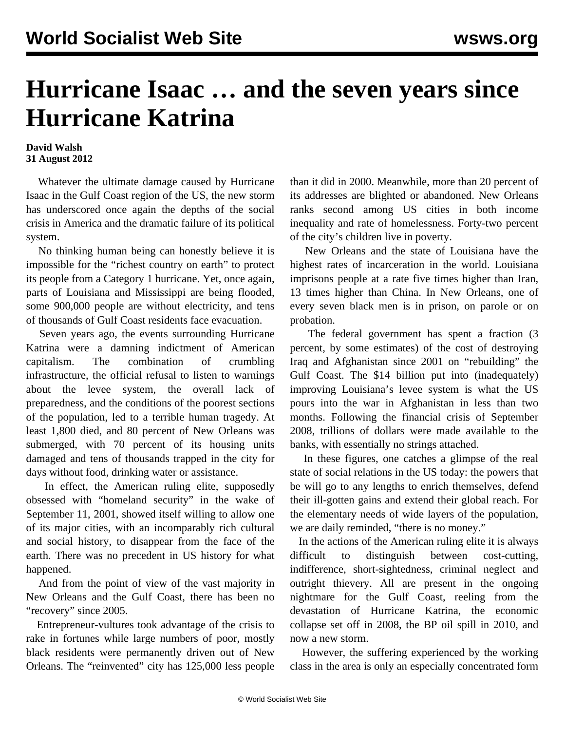# Hurricane Isaac … and the seven years since Hurricane Katrina

**David Walsh**
**31 August 2012**

Whatever the ultimate damage caused by Hurricane Isaac in the Gulf Coast region of the US, the new storm has underscored once again the depths of the social crisis in America and the dramatic failure of its political system.

No thinking human being can honestly believe it is impossible for the "richest country on earth" to protect its people from a Category 1 hurricane. Yet, once again, parts of Louisiana and Mississippi are being flooded, some 900,000 people are without electricity, and tens of thousands of Gulf Coast residents face evacuation.

Seven years ago, the events surrounding Hurricane Katrina were a damning indictment of American capitalism. The combination of crumbling infrastructure, the official refusal to listen to warnings about the levee system, the overall lack of preparedness, and the conditions of the poorest sections of the population, led to a terrible human tragedy. At least 1,800 died, and 80 percent of New Orleans was submerged, with 70 percent of its housing units damaged and tens of thousands trapped in the city for days without food, drinking water or assistance.

In effect, the American ruling elite, supposedly obsessed with "homeland security" in the wake of September 11, 2001, showed itself willing to allow one of its major cities, with an incomparably rich cultural and social history, to disappear from the face of the earth. There was no precedent in US history for what happened.

And from the point of view of the vast majority in New Orleans and the Gulf Coast, there has been no "recovery" since 2005.

Entrepreneur-vultures took advantage of the crisis to rake in fortunes while large numbers of poor, mostly black residents were permanently driven out of New Orleans. The "reinvented" city has 125,000 less people than it did in 2000. Meanwhile, more than 20 percent of its addresses are blighted or abandoned. New Orleans ranks second among US cities in both income inequality and rate of homelessness. Forty-two percent of the city's children live in poverty.

New Orleans and the state of Louisiana have the highest rates of incarceration in the world. Louisiana imprisons people at a rate five times higher than Iran, 13 times higher than China. In New Orleans, one of every seven black men is in prison, on parole or on probation.

The federal government has spent a fraction (3 percent, by some estimates) of the cost of destroying Iraq and Afghanistan since 2001 on "rebuilding" the Gulf Coast. The $14 billion put into (inadequately) improving Louisiana's levee system is what the US pours into the war in Afghanistan in less than two months. Following the financial crisis of September 2008, trillions of dollars were made available to the banks, with essentially no strings attached.

In these figures, one catches a glimpse of the real state of social relations in the US today: the powers that be will go to any lengths to enrich themselves, defend their ill-gotten gains and extend their global reach. For the elementary needs of wide layers of the population, we are daily reminded, "there is no money."

In the actions of the American ruling elite it is always difficult to distinguish between cost-cutting, indifference, short-sightedness, criminal neglect and outright thievery. All are present in the ongoing nightmare for the Gulf Coast, reeling from the devastation of Hurricane Katrina, the economic collapse set off in 2008, the BP oil spill in 2010, and now a new storm.

However, the suffering experienced by the working class in the area is only an especially concentrated form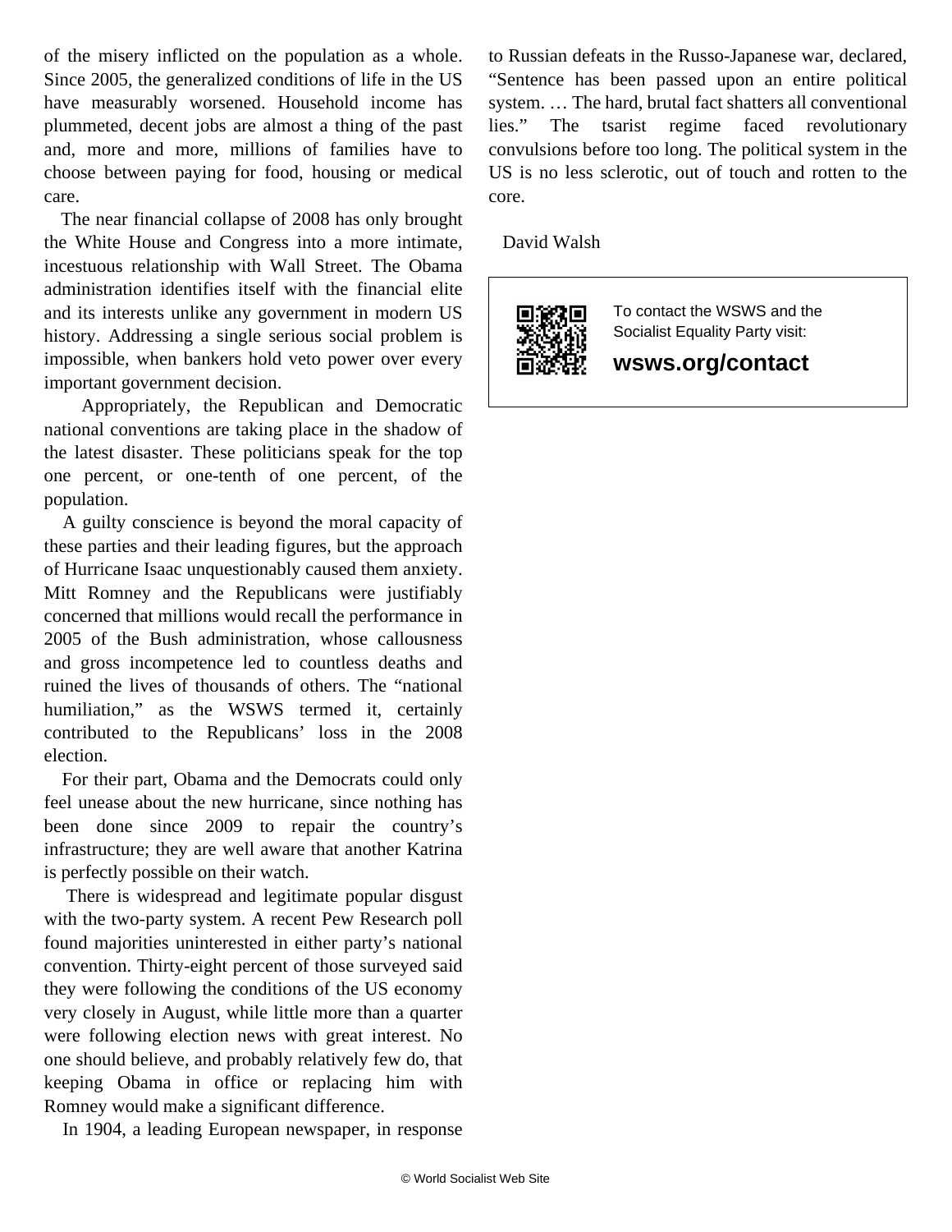of the misery inflicted on the population as a whole. Since 2005, the generalized conditions of life in the US have measurably worsened. Household income has plummeted, decent jobs are almost a thing of the past and, more and more, millions of families have to choose between paying for food, housing or medical care.

The near financial collapse of 2008 has only brought the White House and Congress into a more intimate, incestuous relationship with Wall Street. The Obama administration identifies itself with the financial elite and its interests unlike any government in modern US history. Addressing a single serious social problem is impossible, when bankers hold veto power over every important government decision.

Appropriately, the Republican and Democratic national conventions are taking place in the shadow of the latest disaster. These politicians speak for the top one percent, or one-tenth of one percent, of the population.

A guilty conscience is beyond the moral capacity of these parties and their leading figures, but the approach of Hurricane Isaac unquestionably caused them anxiety. Mitt Romney and the Republicans were justifiably concerned that millions would recall the performance in 2005 of the Bush administration, whose callousness and gross incompetence led to countless deaths and ruined the lives of thousands of others. The "national humiliation," as the WSWS termed it, certainly contributed to the Republicans' loss in the 2008 election.

For their part, Obama and the Democrats could only feel unease about the new hurricane, since nothing has been done since 2009 to repair the country's infrastructure; they are well aware that another Katrina is perfectly possible on their watch.

There is widespread and legitimate popular disgust with the two-party system. A recent Pew Research poll found majorities uninterested in either party's national convention. Thirty-eight percent of those surveyed said they were following the conditions of the US economy very closely in August, while little more than a quarter were following election news with great interest. No one should believe, and probably relatively few do, that keeping Obama in office or replacing him with Romney would make a significant difference.

In 1904, a leading European newspaper, in response to Russian defeats in the Russo-Japanese war, declared, "Sentence has been passed upon an entire political system. … The hard, brutal fact shatters all conventional lies." The tsarist regime faced revolutionary convulsions before too long. The political system in the US is no less sclerotic, out of touch and rotten to the core.

David Walsh

To contact the WSWS and the Socialist Equality Party visit:

**wsws.org/contact**